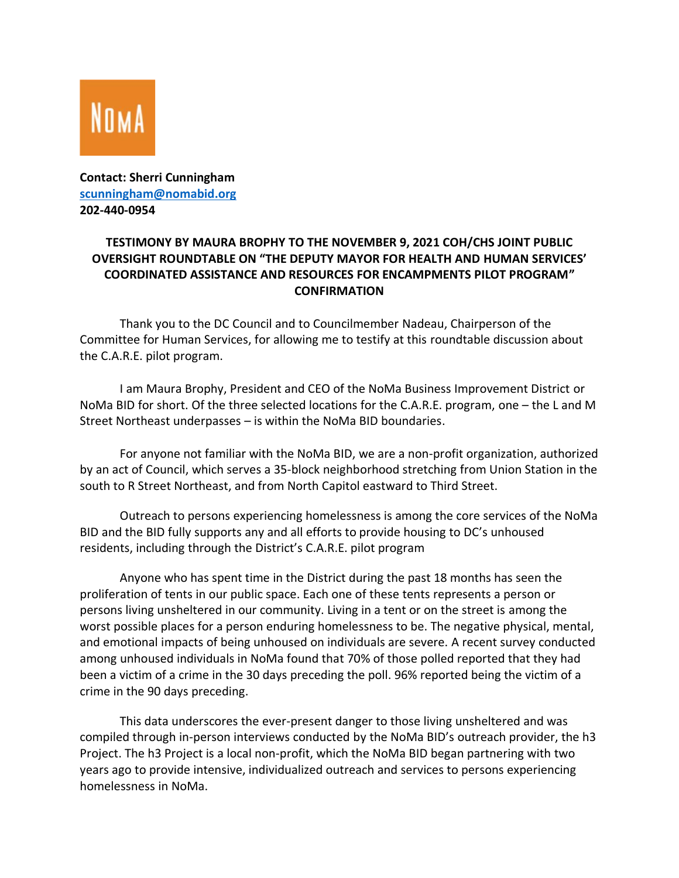NoMA

**Contact: Sherri Cunningham**
**scunningham@nomabid.org**
**202-440-0954**

**TESTIMONY BY MAURA BROPHY TO THE NOVEMBER 9, 2021 COH/CHS JOINT PUBLIC OVERSIGHT ROUNDTABLE ON "THE DEPUTY MAYOR FOR HEALTH AND HUMAN SERVICES' COORDINATED ASSISTANCE AND RESOURCES FOR ENCAMPMENTS PILOT PROGRAM" CONFIRMATION**

Thank you to the DC Council and to Councilmember Nadeau, Chairperson of the Committee for Human Services, for allowing me to testify at this roundtable discussion about the C.A.R.E. pilot program.

I am Maura Brophy, President and CEO of the NoMa Business Improvement District or NoMa BID for short. Of the three selected locations for the C.A.R.E. program, one – the L and M Street Northeast underpasses – is within the NoMa BID boundaries.

For anyone not familiar with the NoMa BID, we are a non-profit organization, authorized by an act of Council, which serves a 35-block neighborhood stretching from Union Station in the south to R Street Northeast, and from North Capitol eastward to Third Street.

Outreach to persons experiencing homelessness is among the core services of the NoMa BID and the BID fully supports any and all efforts to provide housing to DC's unhoused residents, including through the District's C.A.R.E. pilot program

Anyone who has spent time in the District during the past 18 months has seen the proliferation of tents in our public space. Each one of these tents represents a person or persons living unsheltered in our community. Living in a tent or on the street is among the worst possible places for a person enduring homelessness to be. The negative physical, mental, and emotional impacts of being unhoused on individuals are severe. A recent survey conducted among unhoused individuals in NoMa found that 70% of those polled reported that they had been a victim of a crime in the 30 days preceding the poll. 96% reported being the victim of a crime in the 90 days preceding.

This data underscores the ever-present danger to those living unsheltered and was compiled through in-person interviews conducted by the NoMa BID's outreach provider, the h3 Project. The h3 Project is a local non-profit, which the NoMa BID began partnering with two years ago to provide intensive, individualized outreach and services to persons experiencing homelessness in NoMa.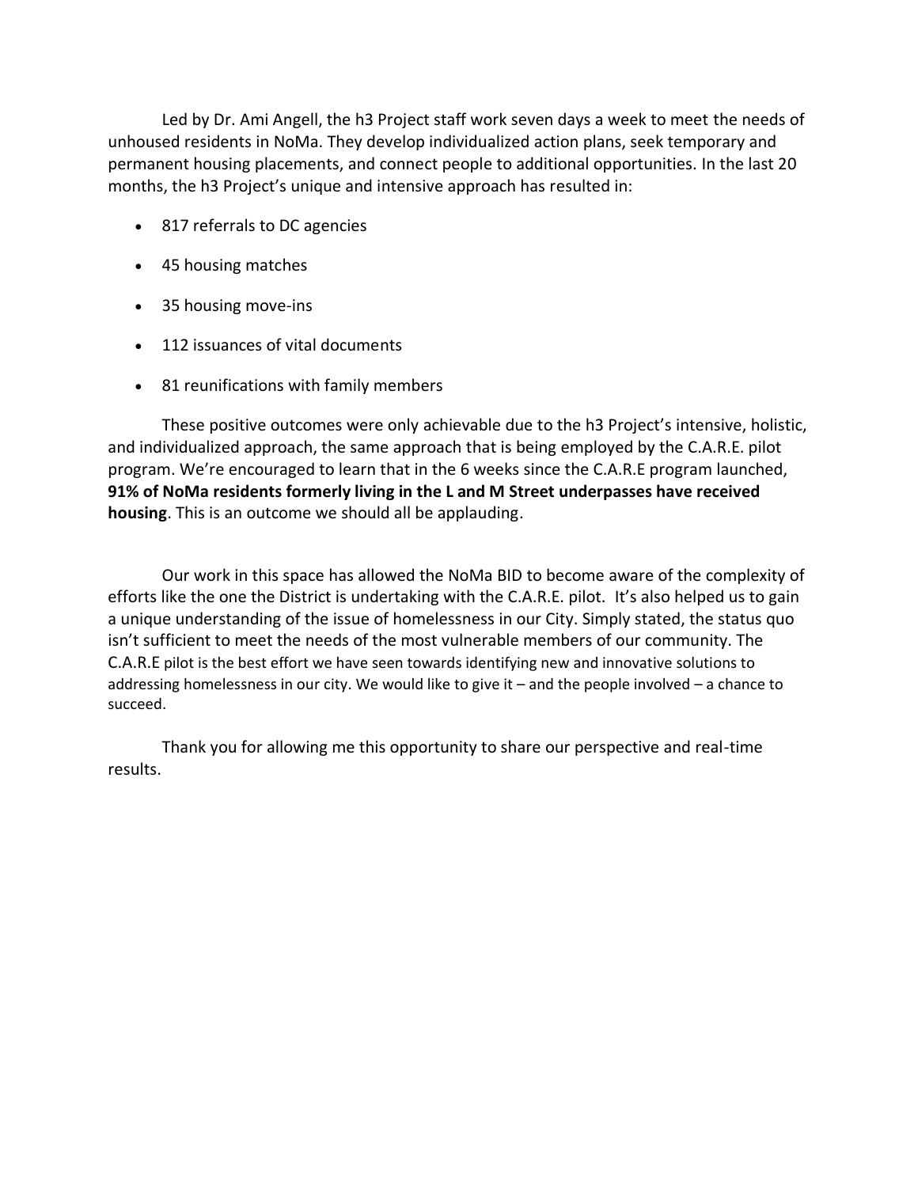Led by Dr. Ami Angell, the h3 Project staff work seven days a week to meet the needs of unhoused residents in NoMa. They develop individualized action plans, seek temporary and permanent housing placements, and connect people to additional opportunities. In the last 20 months, the h3 Project's unique and intensive approach has resulted in:

- 817 referrals to DC agencies
- 45 housing matches
- 35 housing move-ins
- 112 issuances of vital documents
- 81 reunifications with family members

These positive outcomes were only achievable due to the h3 Project's intensive, holistic, and individualized approach, the same approach that is being employed by the C.A.R.E. pilot program. We're encouraged to learn that in the 6 weeks since the C.A.R.E program launched, **91% of NoMa residents formerly living in the L and M Street underpasses have received housing**. This is an outcome we should all be applauding.

Our work in this space has allowed the NoMa BID to become aware of the complexity of efforts like the one the District is undertaking with the C.A.R.E. pilot. It's also helped us to gain a unique understanding of the issue of homelessness in our City. Simply stated, the status quo isn't sufficient to meet the needs of the most vulnerable members of our community. The C.A.R.E pilot is the best effort we have seen towards identifying new and innovative solutions to addressing homelessness in our city. We would like to give it – and the people involved – a chance to succeed.

Thank you for allowing me this opportunity to share our perspective and real-time results.